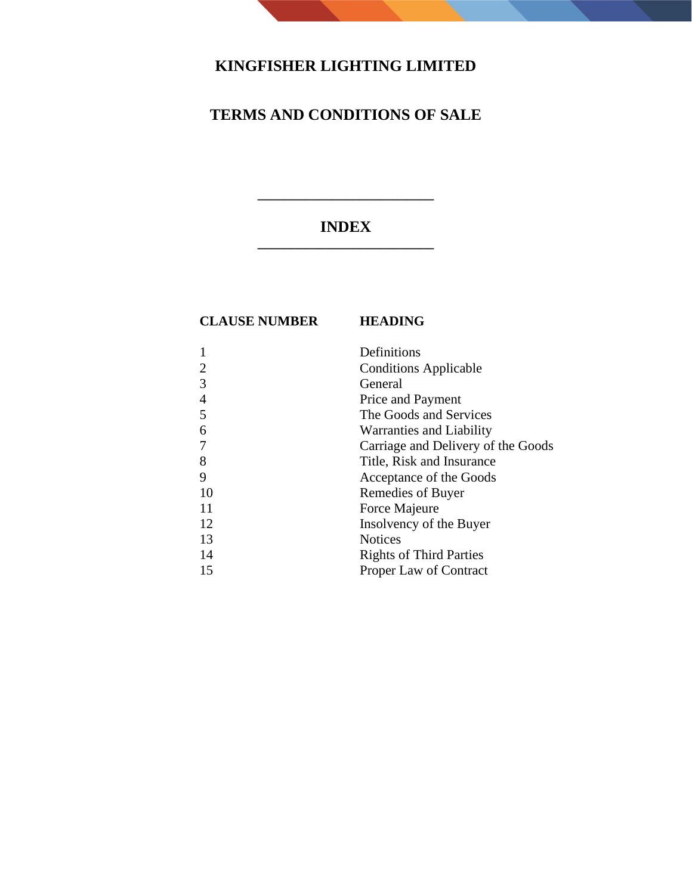# KINGFISHER LIGHTING LIMITED

## TERMS AND CONDITIONS OF SALE

---

## INDEX

---

| CLAUSE NUMBER | HEADING |
|---|---|
| 1 | Definitions |
| 2 | Conditions Applicable |
| 3 | General |
| 4 | Price and Payment |
| 5 | The Goods and Services |
| 6 | Warranties and Liability |
| 7 | Carriage and Delivery of the Goods |
| 8 | Title, Risk and Insurance |
| 9 | Acceptance of the Goods |
| 10 | Remedies of Buyer |
| 11 | Force Majeure |
| 12 | Insolvency of the Buyer |
| 13 | Notices |
| 14 | Rights of Third Parties |
| 15 | Proper Law of Contract |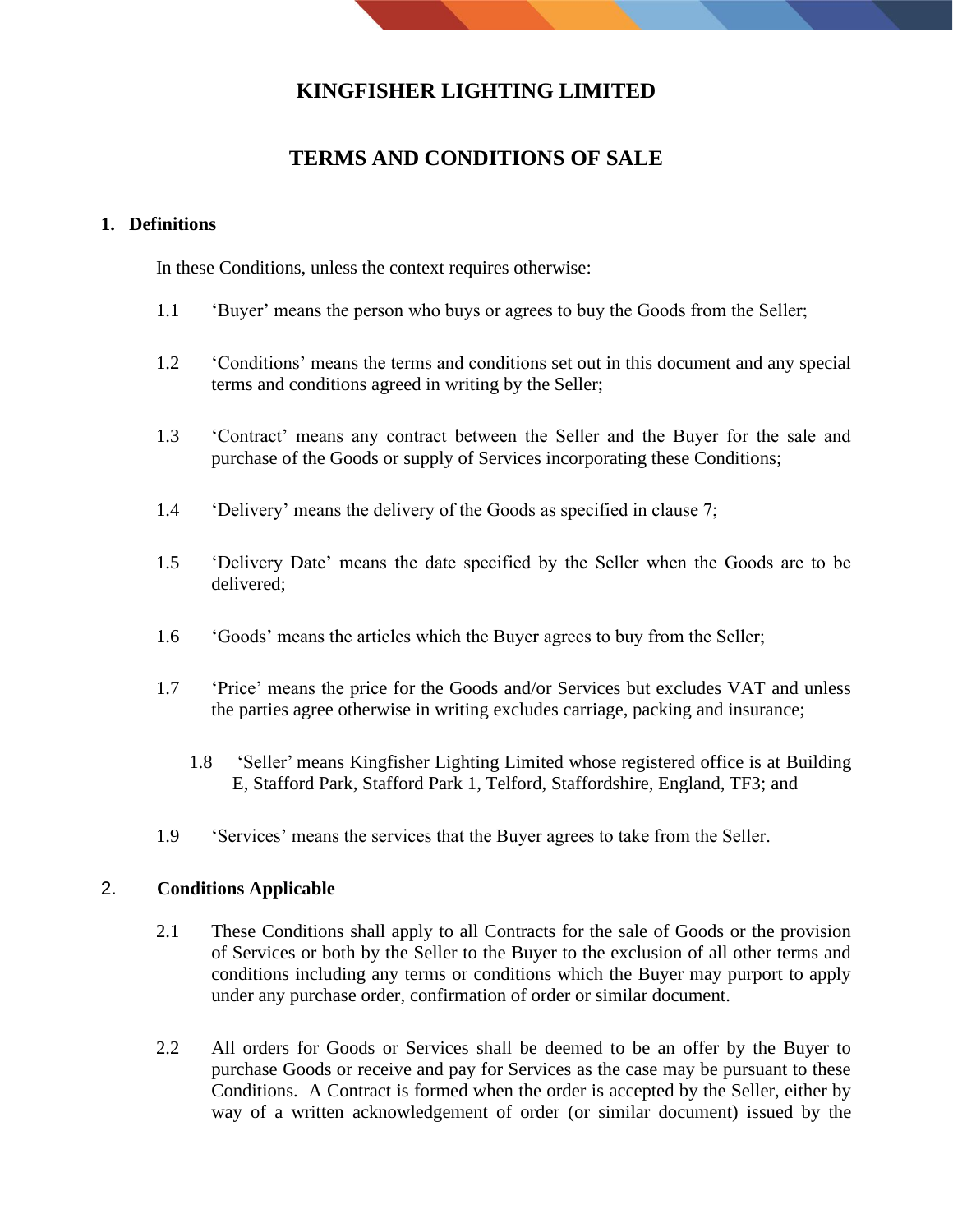# KINGFISHER LIGHTING LIMITED

# TERMS AND CONDITIONS OF SALE

## 1. Definitions

In these Conditions, unless the context requires otherwise:

1.1 'Buyer' means the person who buys or agrees to buy the Goods from the Seller;

1.2 'Conditions' means the terms and conditions set out in this document and any special terms and conditions agreed in writing by the Seller;

1.3 'Contract' means any contract between the Seller and the Buyer for the sale and purchase of the Goods or supply of Services incorporating these Conditions;

1.4 'Delivery' means the delivery of the Goods as specified in clause 7;

1.5 'Delivery Date' means the date specified by the Seller when the Goods are to be delivered;

1.6 'Goods' means the articles which the Buyer agrees to buy from the Seller;

1.7 'Price' means the price for the Goods and/or Services but excludes VAT and unless the parties agree otherwise in writing excludes carriage, packing and insurance;

1.8 'Seller' means Kingfisher Lighting Limited whose registered office is at Building E, Stafford Park, Stafford Park 1, Telford, Staffordshire, England, TF3; and

1.9 'Services' means the services that the Buyer agrees to take from the Seller.

## 2. Conditions Applicable

2.1 These Conditions shall apply to all Contracts for the sale of Goods or the provision of Services or both by the Seller to the Buyer to the exclusion of all other terms and conditions including any terms or conditions which the Buyer may purport to apply under any purchase order, confirmation of order or similar document.

2.2 All orders for Goods or Services shall be deemed to be an offer by the Buyer to purchase Goods or receive and pay for Services as the case may be pursuant to these Conditions. A Contract is formed when the order is accepted by the Seller, either by way of a written acknowledgement of order (or similar document) issued by the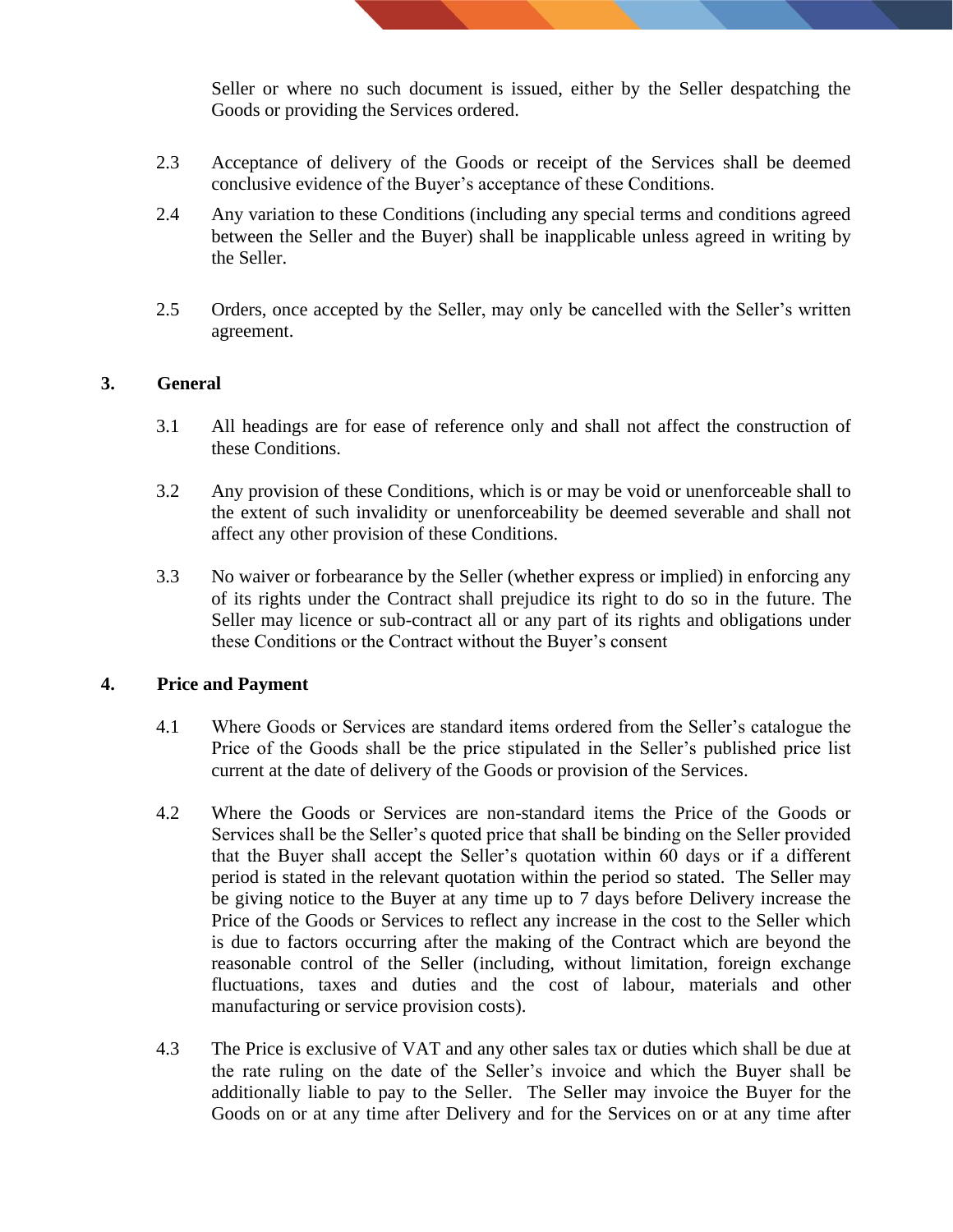Seller or where no such document is issued, either by the Seller despatching the Goods or providing the Services ordered.

2.3 Acceptance of delivery of the Goods or receipt of the Services shall be deemed conclusive evidence of the Buyer's acceptance of these Conditions.

2.4 Any variation to these Conditions (including any special terms and conditions agreed between the Seller and the Buyer) shall be inapplicable unless agreed in writing by the Seller.

2.5 Orders, once accepted by the Seller, may only be cancelled with the Seller's written agreement.

## 3. General

3.1 All headings are for ease of reference only and shall not affect the construction of these Conditions.

3.2 Any provision of these Conditions, which is or may be void or unenforceable shall to the extent of such invalidity or unenforceability be deemed severable and shall not affect any other provision of these Conditions.

3.3 No waiver or forbearance by the Seller (whether express or implied) in enforcing any of its rights under the Contract shall prejudice its right to do so in the future. The Seller may licence or sub-contract all or any part of its rights and obligations under these Conditions or the Contract without the Buyer's consent

## 4. Price and Payment

4.1 Where Goods or Services are standard items ordered from the Seller's catalogue the Price of the Goods shall be the price stipulated in the Seller's published price list current at the date of delivery of the Goods or provision of the Services.

4.2 Where the Goods or Services are non-standard items the Price of the Goods or Services shall be the Seller's quoted price that shall be binding on the Seller provided that the Buyer shall accept the Seller's quotation within 60 days or if a different period is stated in the relevant quotation within the period so stated. The Seller may be giving notice to the Buyer at any time up to 7 days before Delivery increase the Price of the Goods or Services to reflect any increase in the cost to the Seller which is due to factors occurring after the making of the Contract which are beyond the reasonable control of the Seller (including, without limitation, foreign exchange fluctuations, taxes and duties and the cost of labour, materials and other manufacturing or service provision costs).

4.3 The Price is exclusive of VAT and any other sales tax or duties which shall be due at the rate ruling on the date of the Seller's invoice and which the Buyer shall be additionally liable to pay to the Seller. The Seller may invoice the Buyer for the Goods on or at any time after Delivery and for the Services on or at any time after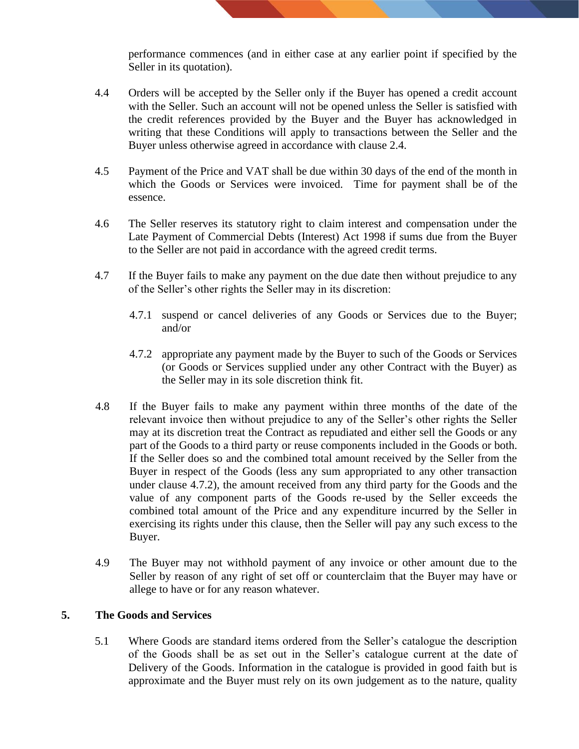performance commences (and in either case at any earlier point if specified by the Seller in its quotation).

4.4 Orders will be accepted by the Seller only if the Buyer has opened a credit account with the Seller. Such an account will not be opened unless the Seller is satisfied with the credit references provided by the Buyer and the Buyer has acknowledged in writing that these Conditions will apply to transactions between the Seller and the Buyer unless otherwise agreed in accordance with clause 2.4.

4.5 Payment of the Price and VAT shall be due within 30 days of the end of the month in which the Goods or Services were invoiced. Time for payment shall be of the essence.

4.6 The Seller reserves its statutory right to claim interest and compensation under the Late Payment of Commercial Debts (Interest) Act 1998 if sums due from the Buyer to the Seller are not paid in accordance with the agreed credit terms.

4.7 If the Buyer fails to make any payment on the due date then without prejudice to any of the Seller's other rights the Seller may in its discretion:

4.7.1 suspend or cancel deliveries of any Goods or Services due to the Buyer; and/or

4.7.2 appropriate any payment made by the Buyer to such of the Goods or Services (or Goods or Services supplied under any other Contract with the Buyer) as the Seller may in its sole discretion think fit.

4.8 If the Buyer fails to make any payment within three months of the date of the relevant invoice then without prejudice to any of the Seller's other rights the Seller may at its discretion treat the Contract as repudiated and either sell the Goods or any part of the Goods to a third party or reuse components included in the Goods or both. If the Seller does so and the combined total amount received by the Seller from the Buyer in respect of the Goods (less any sum appropriated to any other transaction under clause 4.7.2), the amount received from any third party for the Goods and the value of any component parts of the Goods re-used by the Seller exceeds the combined total amount of the Price and any expenditure incurred by the Seller in exercising its rights under this clause, then the Seller will pay any such excess to the Buyer.

4.9 The Buyer may not withhold payment of any invoice or other amount due to the Seller by reason of any right of set off or counterclaim that the Buyer may have or allege to have or for any reason whatever.

## 5. The Goods and Services

5.1 Where Goods are standard items ordered from the Seller's catalogue the description of the Goods shall be as set out in the Seller's catalogue current at the date of Delivery of the Goods. Information in the catalogue is provided in good faith but is approximate and the Buyer must rely on its own judgement as to the nature, quality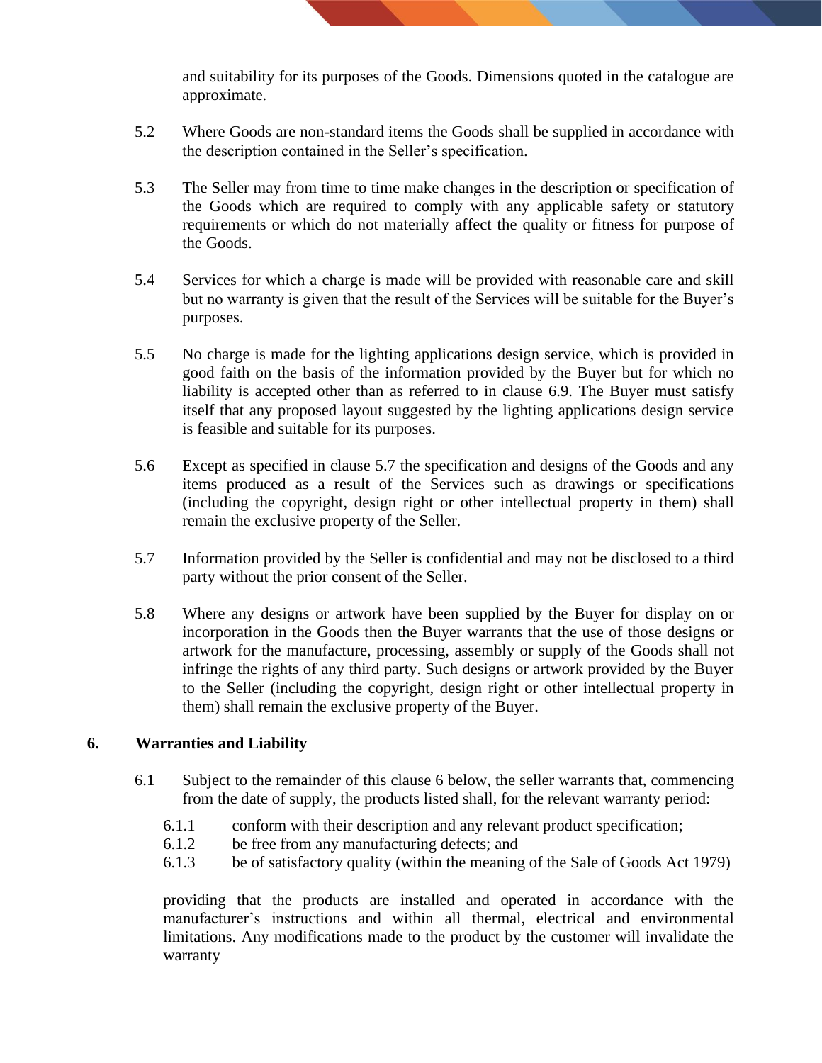and suitability for its purposes of the Goods. Dimensions quoted in the catalogue are approximate.

5.2 Where Goods are non-standard items the Goods shall be supplied in accordance with the description contained in the Seller's specification.

5.3 The Seller may from time to time make changes in the description or specification of the Goods which are required to comply with any applicable safety or statutory requirements or which do not materially affect the quality or fitness for purpose of the Goods.

5.4 Services for which a charge is made will be provided with reasonable care and skill but no warranty is given that the result of the Services will be suitable for the Buyer's purposes.

5.5 No charge is made for the lighting applications design service, which is provided in good faith on the basis of the information provided by the Buyer but for which no liability is accepted other than as referred to in clause 6.9. The Buyer must satisfy itself that any proposed layout suggested by the lighting applications design service is feasible and suitable for its purposes.

5.6 Except as specified in clause 5.7 the specification and designs of the Goods and any items produced as a result of the Services such as drawings or specifications (including the copyright, design right or other intellectual property in them) shall remain the exclusive property of the Seller.

5.7 Information provided by the Seller is confidential and may not be disclosed to a third party without the prior consent of the Seller.

5.8 Where any designs or artwork have been supplied by the Buyer for display on or incorporation in the Goods then the Buyer warrants that the use of those designs or artwork for the manufacture, processing, assembly or supply of the Goods shall not infringe the rights of any third party. Such designs or artwork provided by the Buyer to the Seller (including the copyright, design right or other intellectual property in them) shall remain the exclusive property of the Buyer.

## 6. Warranties and Liability

6.1 Subject to the remainder of this clause 6 below, the seller warrants that, commencing from the date of supply, the products listed shall, for the relevant warranty period:

6.1.1 conform with their description and any relevant product specification;
6.1.2 be free from any manufacturing defects; and
6.1.3 be of satisfactory quality (within the meaning of the Sale of Goods Act 1979)

providing that the products are installed and operated in accordance with the manufacturer's instructions and within all thermal, electrical and environmental limitations. Any modifications made to the product by the customer will invalidate the warranty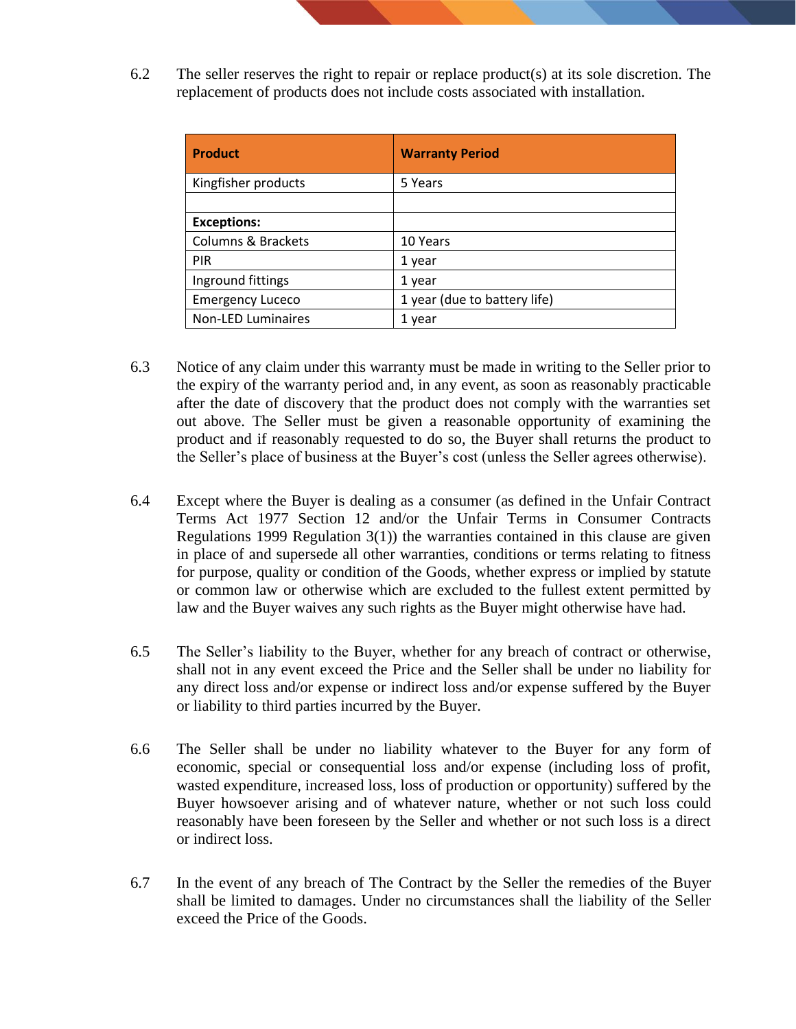6.2 The seller reserves the right to repair or replace product(s) at its sole discretion. The replacement of products does not include costs associated with installation.

| **Product** | **Warranty Period** |
|---|---|
| Kingfisher products | 5 Years |
| | |
| **Exceptions:** | |
| Columns & Brackets | 10 Years |
| PIR | 1 year |
| Inground fittings | 1 year |
| Emergency Luceco | 1 year (due to battery life) |
| Non-LED Luminaires | 1 year |

6.3 Notice of any claim under this warranty must be made in writing to the Seller prior to the expiry of the warranty period and, in any event, as soon as reasonably practicable after the date of discovery that the product does not comply with the warranties set out above. The Seller must be given a reasonable opportunity of examining the product and if reasonably requested to do so, the Buyer shall returns the product to the Seller's place of business at the Buyer's cost (unless the Seller agrees otherwise).

6.4 Except where the Buyer is dealing as a consumer (as defined in the Unfair Contract Terms Act 1977 Section 12 and/or the Unfair Terms in Consumer Contracts Regulations 1999 Regulation 3(1)) the warranties contained in this clause are given in place of and supersede all other warranties, conditions or terms relating to fitness for purpose, quality or condition of the Goods, whether express or implied by statute or common law or otherwise which are excluded to the fullest extent permitted by law and the Buyer waives any such rights as the Buyer might otherwise have had.

6.5 The Seller's liability to the Buyer, whether for any breach of contract or otherwise, shall not in any event exceed the Price and the Seller shall be under no liability for any direct loss and/or expense or indirect loss and/or expense suffered by the Buyer or liability to third parties incurred by the Buyer.

6.6 The Seller shall be under no liability whatever to the Buyer for any form of economic, special or consequential loss and/or expense (including loss of profit, wasted expenditure, increased loss, loss of production or opportunity) suffered by the Buyer howsoever arising and of whatever nature, whether or not such loss could reasonably have been foreseen by the Seller and whether or not such loss is a direct or indirect loss.

6.7 In the event of any breach of The Contract by the Seller the remedies of the Buyer shall be limited to damages. Under no circumstances shall the liability of the Seller exceed the Price of the Goods.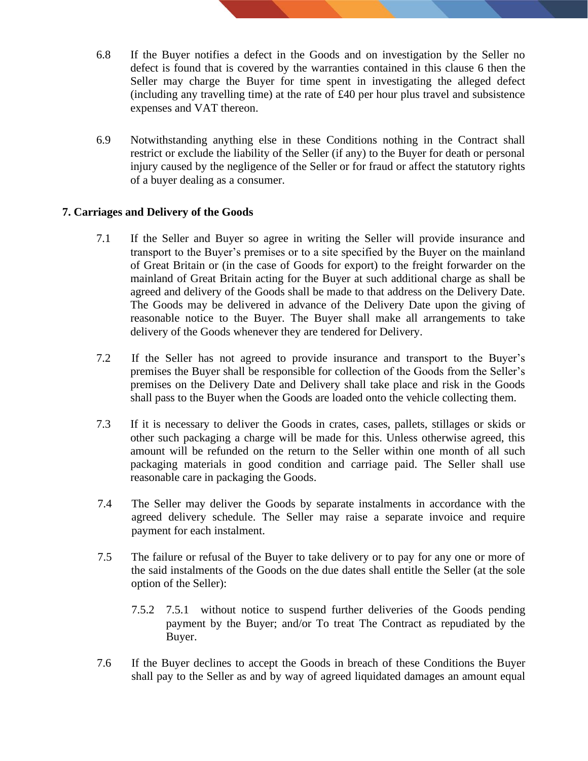6.8 If the Buyer notifies a defect in the Goods and on investigation by the Seller no defect is found that is covered by the warranties contained in this clause 6 then the Seller may charge the Buyer for time spent in investigating the alleged defect (including any travelling time) at the rate of £40 per hour plus travel and subsistence expenses and VAT thereon.

6.9 Notwithstanding anything else in these Conditions nothing in the Contract shall restrict or exclude the liability of the Seller (if any) to the Buyer for death or personal injury caused by the negligence of the Seller or for fraud or affect the statutory rights of a buyer dealing as a consumer.

**7. Carriages and Delivery of the Goods**

7.1 If the Seller and Buyer so agree in writing the Seller will provide insurance and transport to the Buyer's premises or to a site specified by the Buyer on the mainland of Great Britain or (in the case of Goods for export) to the freight forwarder on the mainland of Great Britain acting for the Buyer at such additional charge as shall be agreed and delivery of the Goods shall be made to that address on the Delivery Date. The Goods may be delivered in advance of the Delivery Date upon the giving of reasonable notice to the Buyer. The Buyer shall make all arrangements to take delivery of the Goods whenever they are tendered for Delivery.

7.2 If the Seller has not agreed to provide insurance and transport to the Buyer's premises the Buyer shall be responsible for collection of the Goods from the Seller's premises on the Delivery Date and Delivery shall take place and risk in the Goods shall pass to the Buyer when the Goods are loaded onto the vehicle collecting them.

7.3 If it is necessary to deliver the Goods in crates, cases, pallets, stillages or skids or other such packaging a charge will be made for this. Unless otherwise agreed, this amount will be refunded on the return to the Seller within one month of all such packaging materials in good condition and carriage paid. The Seller shall use reasonable care in packaging the Goods.

7.4 The Seller may deliver the Goods by separate instalments in accordance with the agreed delivery schedule. The Seller may raise a separate invoice and require payment for each instalment.

7.5 The failure or refusal of the Buyer to take delivery or to pay for any one or more of the said instalments of the Goods on the due dates shall entitle the Seller (at the sole option of the Seller):

7.5.2 7.5.1 without notice to suspend further deliveries of the Goods pending payment by the Buyer; and/or To treat The Contract as repudiated by the Buyer.

7.6 If the Buyer declines to accept the Goods in breach of these Conditions the Buyer shall pay to the Seller as and by way of agreed liquidated damages an amount equal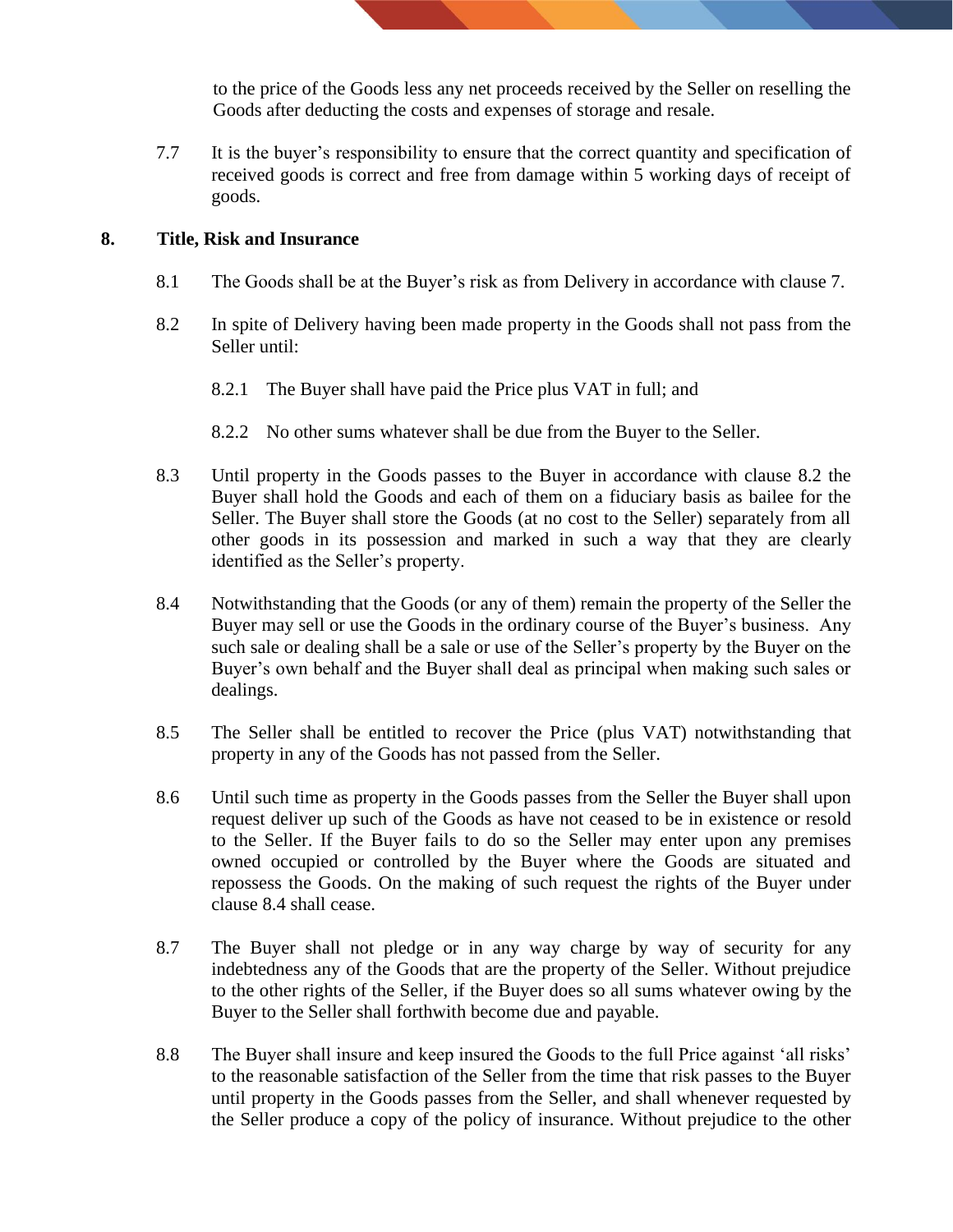to the price of the Goods less any net proceeds received by the Seller on reselling the Goods after deducting the costs and expenses of storage and resale.

7.7 It is the buyer's responsibility to ensure that the correct quantity and specification of received goods is correct and free from damage within 5 working days of receipt of goods.

## 8. Title, Risk and Insurance

8.1 The Goods shall be at the Buyer's risk as from Delivery in accordance with clause 7.

8.2 In spite of Delivery having been made property in the Goods shall not pass from the Seller until:

8.2.1 The Buyer shall have paid the Price plus VAT in full; and

8.2.2 No other sums whatever shall be due from the Buyer to the Seller.

8.3 Until property in the Goods passes to the Buyer in accordance with clause 8.2 the Buyer shall hold the Goods and each of them on a fiduciary basis as bailee for the Seller. The Buyer shall store the Goods (at no cost to the Seller) separately from all other goods in its possession and marked in such a way that they are clearly identified as the Seller's property.

8.4 Notwithstanding that the Goods (or any of them) remain the property of the Seller the Buyer may sell or use the Goods in the ordinary course of the Buyer's business. Any such sale or dealing shall be a sale or use of the Seller's property by the Buyer on the Buyer's own behalf and the Buyer shall deal as principal when making such sales or dealings.

8.5 The Seller shall be entitled to recover the Price (plus VAT) notwithstanding that property in any of the Goods has not passed from the Seller.

8.6 Until such time as property in the Goods passes from the Seller the Buyer shall upon request deliver up such of the Goods as have not ceased to be in existence or resold to the Seller. If the Buyer fails to do so the Seller may enter upon any premises owned occupied or controlled by the Buyer where the Goods are situated and repossess the Goods. On the making of such request the rights of the Buyer under clause 8.4 shall cease.

8.7 The Buyer shall not pledge or in any way charge by way of security for any indebtedness any of the Goods that are the property of the Seller. Without prejudice to the other rights of the Seller, if the Buyer does so all sums whatever owing by the Buyer to the Seller shall forthwith become due and payable.

8.8 The Buyer shall insure and keep insured the Goods to the full Price against 'all risks' to the reasonable satisfaction of the Seller from the time that risk passes to the Buyer until property in the Goods passes from the Seller, and shall whenever requested by the Seller produce a copy of the policy of insurance. Without prejudice to the other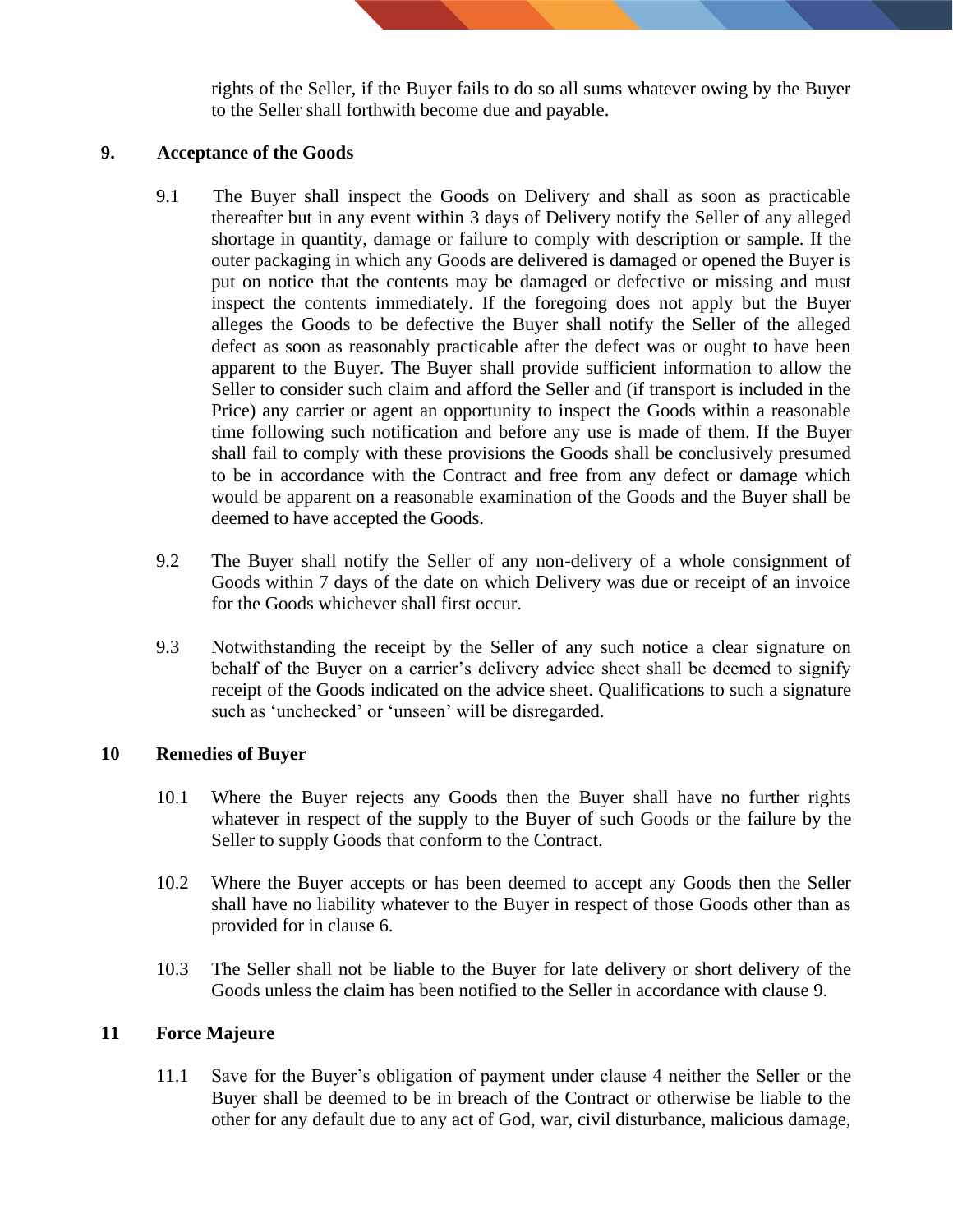rights of the Seller, if the Buyer fails to do so all sums whatever owing by the Buyer to the Seller shall forthwith become due and payable.

## 9. Acceptance of the Goods

9.1 The Buyer shall inspect the Goods on Delivery and shall as soon as practicable thereafter but in any event within 3 days of Delivery notify the Seller of any alleged shortage in quantity, damage or failure to comply with description or sample. If the outer packaging in which any Goods are delivered is damaged or opened the Buyer is put on notice that the contents may be damaged or defective or missing and must inspect the contents immediately. If the foregoing does not apply but the Buyer alleges the Goods to be defective the Buyer shall notify the Seller of the alleged defect as soon as reasonably practicable after the defect was or ought to have been apparent to the Buyer. The Buyer shall provide sufficient information to allow the Seller to consider such claim and afford the Seller and (if transport is included in the Price) any carrier or agent an opportunity to inspect the Goods within a reasonable time following such notification and before any use is made of them. If the Buyer shall fail to comply with these provisions the Goods shall be conclusively presumed to be in accordance with the Contract and free from any defect or damage which would be apparent on a reasonable examination of the Goods and the Buyer shall be deemed to have accepted the Goods.

9.2 The Buyer shall notify the Seller of any non-delivery of a whole consignment of Goods within 7 days of the date on which Delivery was due or receipt of an invoice for the Goods whichever shall first occur.

9.3 Notwithstanding the receipt by the Seller of any such notice a clear signature on behalf of the Buyer on a carrier's delivery advice sheet shall be deemed to signify receipt of the Goods indicated on the advice sheet. Qualifications to such a signature such as 'unchecked' or 'unseen' will be disregarded.

## 10 Remedies of Buyer

10.1 Where the Buyer rejects any Goods then the Buyer shall have no further rights whatever in respect of the supply to the Buyer of such Goods or the failure by the Seller to supply Goods that conform to the Contract.

10.2 Where the Buyer accepts or has been deemed to accept any Goods then the Seller shall have no liability whatever to the Buyer in respect of those Goods other than as provided for in clause 6.

10.3 The Seller shall not be liable to the Buyer for late delivery or short delivery of the Goods unless the claim has been notified to the Seller in accordance with clause 9.

## 11 Force Majeure

11.1 Save for the Buyer's obligation of payment under clause 4 neither the Seller or the Buyer shall be deemed to be in breach of the Contract or otherwise be liable to the other for any default due to any act of God, war, civil disturbance, malicious damage,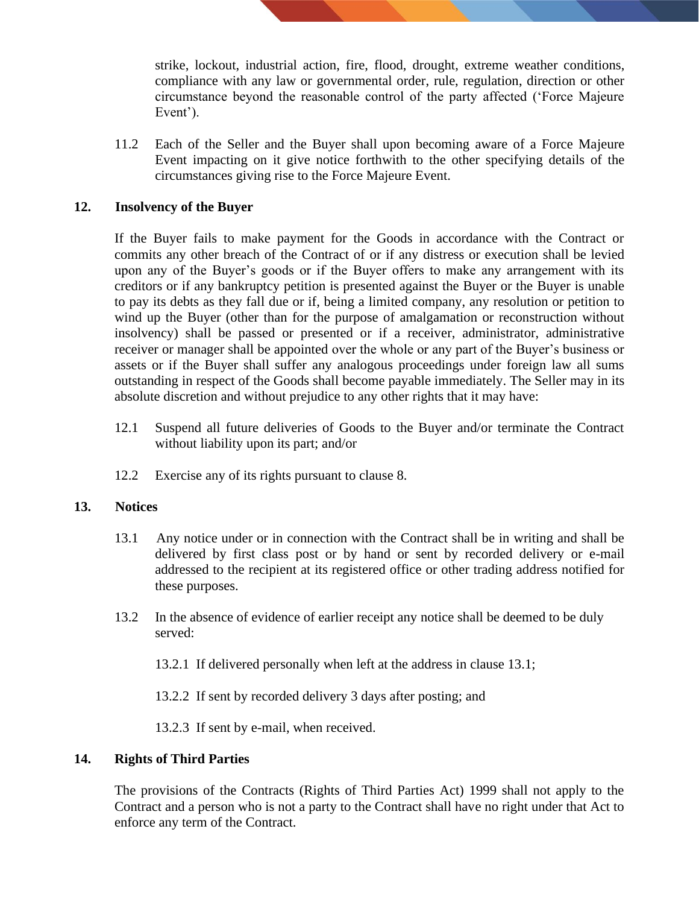strike, lockout, industrial action, fire, flood, drought, extreme weather conditions, compliance with any law or governmental order, rule, regulation, direction or other circumstance beyond the reasonable control of the party affected ('Force Majeure Event').

11.2 Each of the Seller and the Buyer shall upon becoming aware of a Force Majeure Event impacting on it give notice forthwith to the other specifying details of the circumstances giving rise to the Force Majeure Event.

## 12. Insolvency of the Buyer

If the Buyer fails to make payment for the Goods in accordance with the Contract or commits any other breach of the Contract of or if any distress or execution shall be levied upon any of the Buyer's goods or if the Buyer offers to make any arrangement with its creditors or if any bankruptcy petition is presented against the Buyer or the Buyer is unable to pay its debts as they fall due or if, being a limited company, any resolution or petition to wind up the Buyer (other than for the purpose of amalgamation or reconstruction without insolvency) shall be passed or presented or if a receiver, administrator, administrative receiver or manager shall be appointed over the whole or any part of the Buyer's business or assets or if the Buyer shall suffer any analogous proceedings under foreign law all sums outstanding in respect of the Goods shall become payable immediately. The Seller may in its absolute discretion and without prejudice to any other rights that it may have:

12.1 Suspend all future deliveries of Goods to the Buyer and/or terminate the Contract without liability upon its part; and/or

12.2 Exercise any of its rights pursuant to clause 8.

## 13. Notices

13.1 Any notice under or in connection with the Contract shall be in writing and shall be delivered by first class post or by hand or sent by recorded delivery or e-mail addressed to the recipient at its registered office or other trading address notified for these purposes.

13.2 In the absence of evidence of earlier receipt any notice shall be deemed to be duly served:

13.2.1 If delivered personally when left at the address in clause 13.1;

13.2.2 If sent by recorded delivery 3 days after posting; and

13.2.3 If sent by e-mail, when received.

## 14. Rights of Third Parties

The provisions of the Contracts (Rights of Third Parties Act) 1999 shall not apply to the Contract and a person who is not a party to the Contract shall have no right under that Act to enforce any term of the Contract.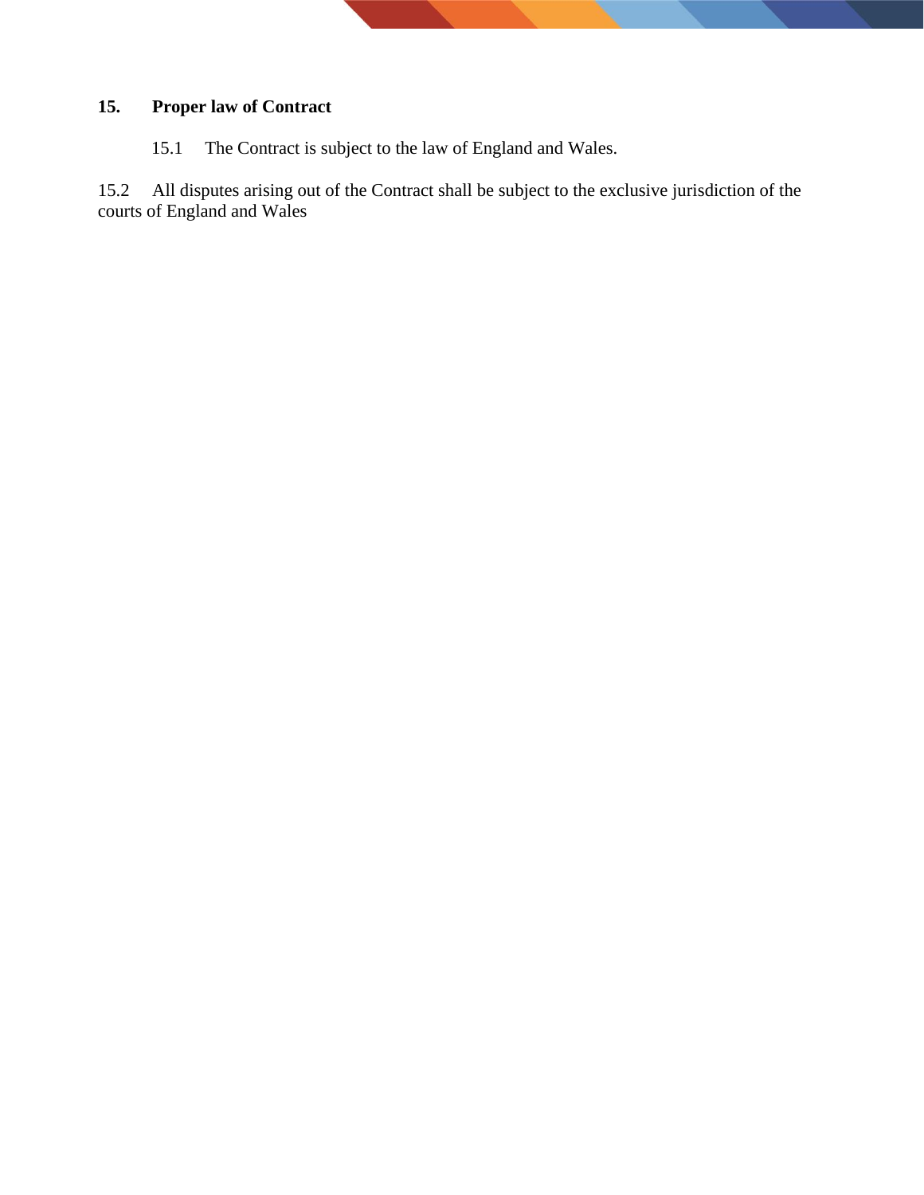**15. Proper law of Contract**

15.1 The Contract is subject to the law of England and Wales.

15.2 All disputes arising out of the Contract shall be subject to the exclusive jurisdiction of the courts of England and Wales